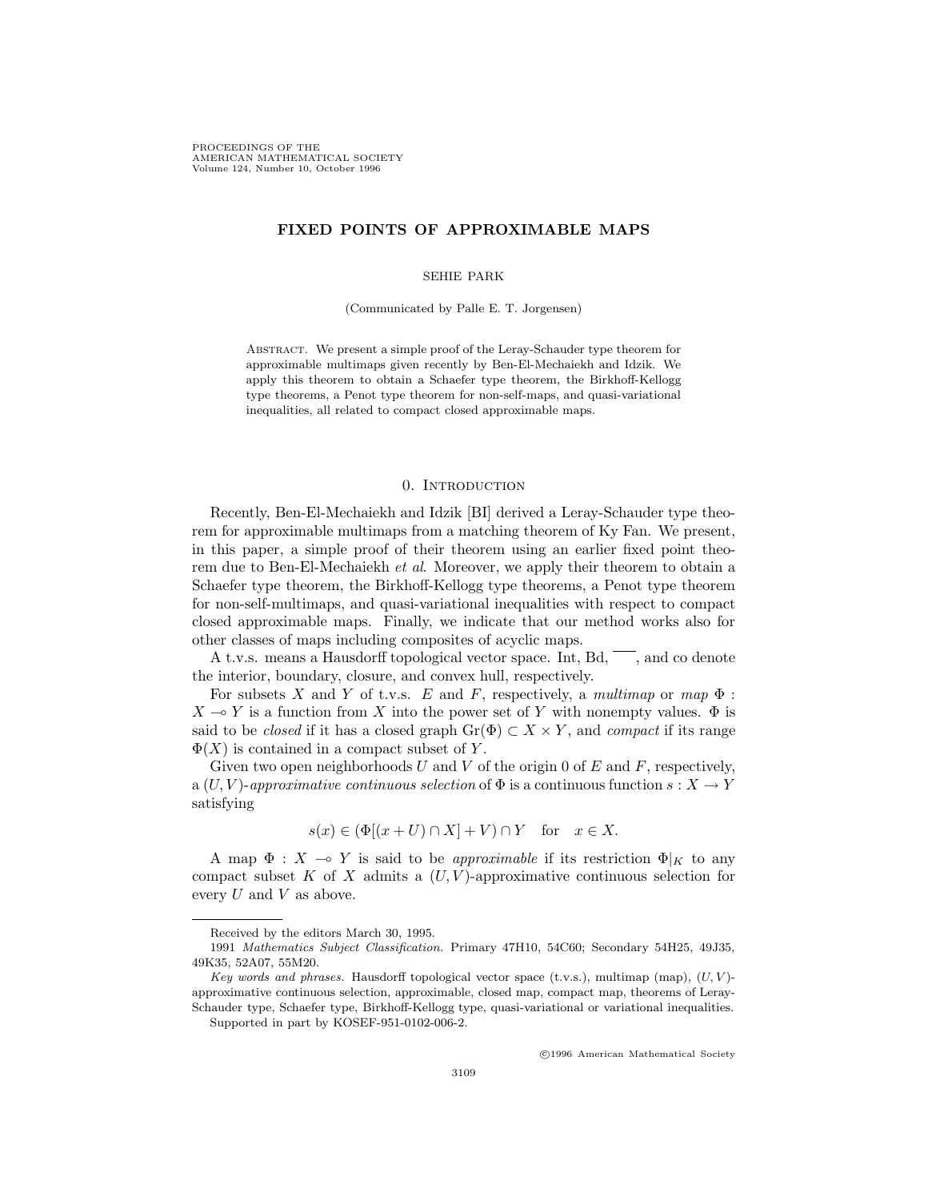PROCEEDINGS OF THE
AMERICAN MATHEMATICAL SOCIETY
Volume 124, Number 10, October 1996

# FIXED POINTS OF APPROXIMABLE MAPS

SEHIE PARK

(Communicated by Palle E. T. Jorgensen)

Abstract. We present a simple proof of the Leray-Schauder type theorem for approximable multimaps given recently by Ben-El-Mechaiekh and Idzik. We apply this theorem to obtain a Schaefer type theorem, the Birkhoff-Kellogg type theorems, a Penot type theorem for non-self-maps, and quasi-variational inequalities, all related to compact closed approximable maps.

## 0. Introduction

Recently, Ben-El-Mechaiekh and Idzik [BI] derived a Leray-Schauder type theorem for approximable multimaps from a matching theorem of Ky Fan. We present, in this paper, a simple proof of their theorem using an earlier fixed point theorem due to Ben-El-Mechaiekh *et al*. Moreover, we apply their theorem to obtain a Schaefer type theorem, the Birkhoff-Kellogg type theorems, a Penot type theorem for non-self-multimaps, and quasi-variational inequalities with respect to compact closed approximable maps. Finally, we indicate that our method works also for other classes of maps including composites of acyclic maps.

A t.v.s. means a Hausdorff topological vector space. Int, Bd, $\overline{\phantom{X}}$, and co denote the interior, boundary, closure, and convex hull, respectively.

For subsets $X$ and $Y$ of t.v.s. $E$ and $F$, respectively, a *multimap* or *map* $\Phi : X \multimap Y$ is a function from $X$ into the power set of $Y$ with nonempty values. $\Phi$ is said to be *closed* if it has a closed graph $\mathrm{Gr}(\Phi) \subset X \times Y$, and *compact* if its range $\Phi(X)$ is contained in a compact subset of $Y$.

Given two open neighborhoods $U$ and $V$ of the origin 0 of $E$ and $F$, respectively, a $(U, V)$-*approximative continuous selection* of $\Phi$ is a continuous function $s : X \to Y$ satisfying

$$s(x) \in (\Phi[(x + U) \cap X] + V) \cap Y \quad \text{for} \quad x \in X.$$

A map $\Phi : X \multimap Y$ is said to be *approximable* if its restriction $\Phi|_K$ to any compact subset $K$ of $X$ admits a $(U, V)$-approximative continuous selection for every $U$ and $V$ as above.

---

Received by the editors March 30, 1995.

1991 *Mathematics Subject Classification.* Primary 47H10, 54C60; Secondary 54H25, 49J35, 49K35, 52A07, 55M20.

*Key words and phrases.* Hausdorff topological vector space (t.v.s.), multimap (map), $(U, V)$-approximative continuous selection, approximable, closed map, compact map, theorems of Leray-Schauder type, Schaefer type, Birkhoff-Kellogg type, quasi-variational or variational inequalities.

Supported in part by KOSEF-951-0102-006-2.

©1996 American Mathematical Society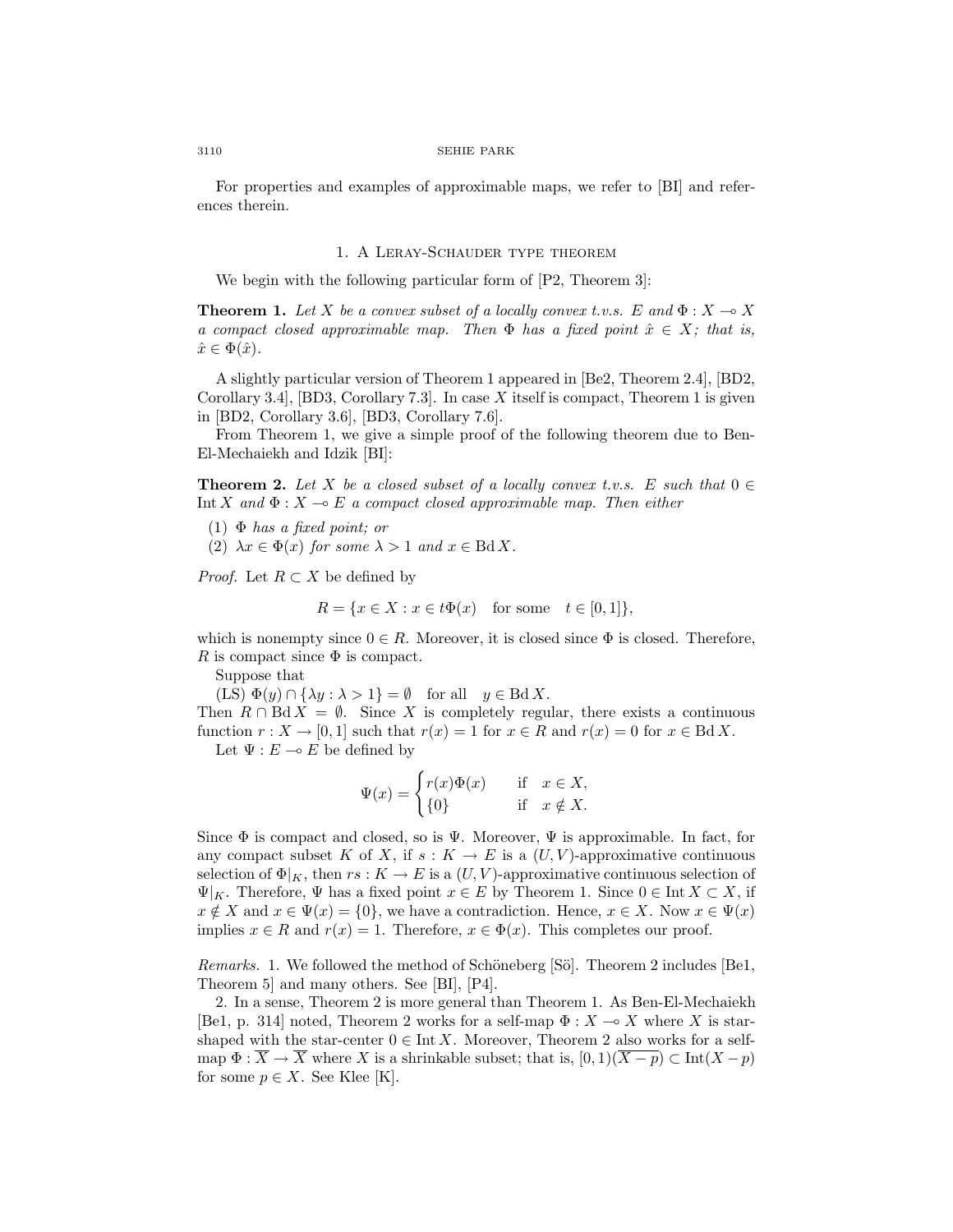For properties and examples of approximable maps, we refer to [BI] and references therein.

## 1. A Leray-Schauder type theorem

We begin with the following particular form of [P2, Theorem 3]:

**Theorem 1.** *Let $X$ be a convex subset of a locally convex t.v.s. $E$ and $\Phi : X \multimap X$ a compact closed approximable map. Then $\Phi$ has a fixed point $\hat{x} \in X$; that is, $\hat{x} \in \Phi(\hat{x})$.*

A slightly particular version of Theorem 1 appeared in [Be2, Theorem 2.4], [BD2, Corollary 3.4], [BD3, Corollary 7.3]. In case $X$ itself is compact, Theorem 1 is given in [BD2, Corollary 3.6], [BD3, Corollary 7.6].

From Theorem 1, we give a simple proof of the following theorem due to Ben-El-Mechaiekh and Idzik [BI]:

**Theorem 2.** *Let $X$ be a closed subset of a locally convex t.v.s. $E$ such that $0 \in \operatorname{Int} X$ and $\Phi : X \multimap E$ a compact closed approximable map. Then either*

1. *$\Phi$ has a fixed point; or*
2. *$\lambda x \in \Phi(x)$ for some $\lambda > 1$ and $x \in \operatorname{Bd} X$.*

*Proof.* Let $R \subset X$ be defined by

$$R = \{x \in X : x \in t\Phi(x) \quad \text{for some} \quad t \in [0,1]\},$$

which is nonempty since $0 \in R$. Moreover, it is closed since $\Phi$ is closed. Therefore, $R$ is compact since $\Phi$ is compact.

Suppose that

(LS) $\Phi(y) \cap \{\lambda y : \lambda > 1\} = \emptyset \quad$ for all $\quad y \in \operatorname{Bd} X$.

Then $R \cap \operatorname{Bd} X = \emptyset$. Since $X$ is completely regular, there exists a continuous function $r : X \to [0,1]$ such that $r(x) = 1$ for $x \in R$ and $r(x) = 0$ for $x \in \operatorname{Bd} X$.

Let $\Psi : E \multimap E$ be defined by

$$\Psi(x) = \begin{cases} r(x)\Phi(x) & \text{if} \quad x \in X, \\ \{0\} & \text{if} \quad x \notin X. \end{cases}$$

Since $\Phi$ is compact and closed, so is $\Psi$. Moreover, $\Psi$ is approximable. In fact, for any compact subset $K$ of $X$, if $s : K \to E$ is a $(U,V)$-approximative continuous selection of $\Phi|_K$, then $rs : K \to E$ is a $(U,V)$-approximative continuous selection of $\Psi|_K$. Therefore, $\Psi$ has a fixed point $x \in E$ by Theorem 1. Since $0 \in \operatorname{Int} X \subset X$, if $x \notin X$ and $x \in \Psi(x) = \{0\}$, we have a contradiction. Hence, $x \in X$. Now $x \in \Psi(x)$ implies $x \in R$ and $r(x) = 1$. Therefore, $x \in \Phi(x)$. This completes our proof.

*Remarks.* 1. We followed the method of Schöneberg [Sö]. Theorem 2 includes [Be1, Theorem 5] and many others. See [BI], [P4].

2. In a sense, Theorem 2 is more general than Theorem 1. As Ben-El-Mechaiekh [Be1, p. 314] noted, Theorem 2 works for a self-map $\Phi : X \multimap X$ where $X$ is star-shaped with the star-center $0 \in \operatorname{Int} X$. Moreover, Theorem 2 also works for a self-map $\Phi : \overline{X} \to \overline{X}$ where $X$ is a shrinkable subset; that is, $[0,1)(\overline{X - p}) \subset \operatorname{Int}(X - p)$ for some $p \in X$. See Klee [K].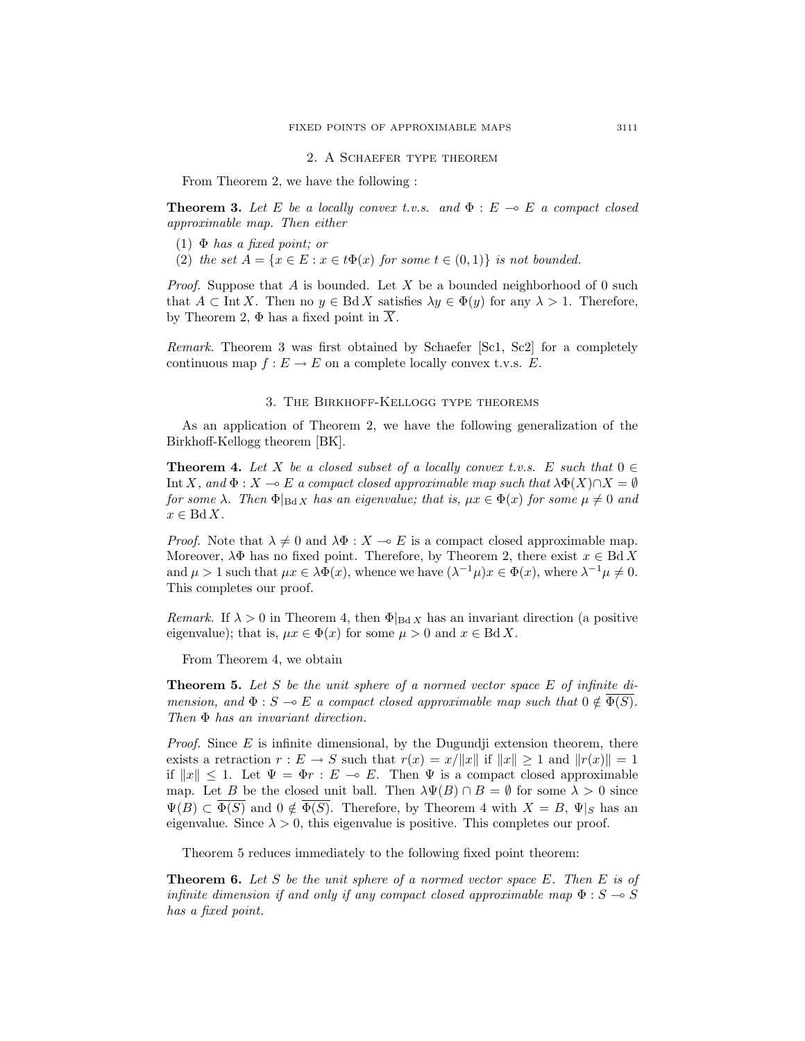## 2. A Schaefer type theorem

From Theorem 2, we have the following :

**Theorem 3.** *Let $E$ be a locally convex t.v.s. and $\Phi : E \multimap E$ a compact closed approximable map. Then either*

1. *$\Phi$ has a fixed point; or*
2. *the set $A = \{x \in E : x \in t\Phi(x) \text{ for some } t \in (0,1)\}$ is not bounded.*

*Proof.* Suppose that $A$ is bounded. Let $X$ be a bounded neighborhood of 0 such that $A \subset \operatorname{Int} X$. Then no $y \in \operatorname{Bd} X$ satisfies $\lambda y \in \Phi(y)$ for any $\lambda > 1$. Therefore, by Theorem 2, $\Phi$ has a fixed point in $\overline{X}$.

*Remark.* Theorem 3 was first obtained by Schaefer [Sc1, Sc2] for a completely continuous map $f : E \to E$ on a complete locally convex t.v.s. $E$.

## 3. The Birkhoff-Kellogg type theorems

As an application of Theorem 2, we have the following generalization of the Birkhoff-Kellogg theorem [BK].

**Theorem 4.** *Let $X$ be a closed subset of a locally convex t.v.s. $E$ such that $0 \in \operatorname{Int} X$, and $\Phi : X \multimap E$ a compact closed approximable map such that $\lambda\Phi(X) \cap X = \emptyset$ for some $\lambda$. Then $\Phi|_{\operatorname{Bd} X}$ has an eigenvalue; that is, $\mu x \in \Phi(x)$ for some $\mu \neq 0$ and $x \in \operatorname{Bd} X$.*

*Proof.* Note that $\lambda \neq 0$ and $\lambda\Phi : X \multimap E$ is a compact closed approximable map. Moreover, $\lambda\Phi$ has no fixed point. Therefore, by Theorem 2, there exist $x \in \operatorname{Bd} X$ and $\mu > 1$ such that $\mu x \in \lambda\Phi(x)$, whence we have $(\lambda^{-1}\mu)x \in \Phi(x)$, where $\lambda^{-1}\mu \neq 0$. This completes our proof.

*Remark.* If $\lambda > 0$ in Theorem 4, then $\Phi|_{\operatorname{Bd} X}$ has an invariant direction (a positive eigenvalue); that is, $\mu x \in \Phi(x)$ for some $\mu > 0$ and $x \in \operatorname{Bd} X$.

From Theorem 4, we obtain

**Theorem 5.** *Let $S$ be the unit sphere of a normed vector space $E$ of infinite dimension, and $\Phi : S \multimap E$ a compact closed approximable map such that $0 \notin \overline{\Phi(S)}$. Then $\Phi$ has an invariant direction.*

*Proof.* Since $E$ is infinite dimensional, by the Dugundji extension theorem, there exists a retraction $r : E \to S$ such that $r(x) = x/\|x\|$ if $\|x\| \geq 1$ and $\|r(x)\| = 1$ if $\|x\| \leq 1$. Let $\Psi = \Phi r : E \multimap E$. Then $\Psi$ is a compact closed approximable map. Let $B$ be the closed unit ball. Then $\lambda\Psi(B) \cap B = \emptyset$ for some $\lambda > 0$ since $\Psi(B) \subset \overline{\Phi(S)}$ and $0 \notin \overline{\Phi(S)}$. Therefore, by Theorem 4 with $X = B$, $\Psi|_S$ has an eigenvalue. Since $\lambda > 0$, this eigenvalue is positive. This completes our proof.

Theorem 5 reduces immediately to the following fixed point theorem:

**Theorem 6.** *Let $S$ be the unit sphere of a normed vector space $E$. Then $E$ is of infinite dimension if and only if any compact closed approximable map $\Phi : S \multimap S$ has a fixed point.*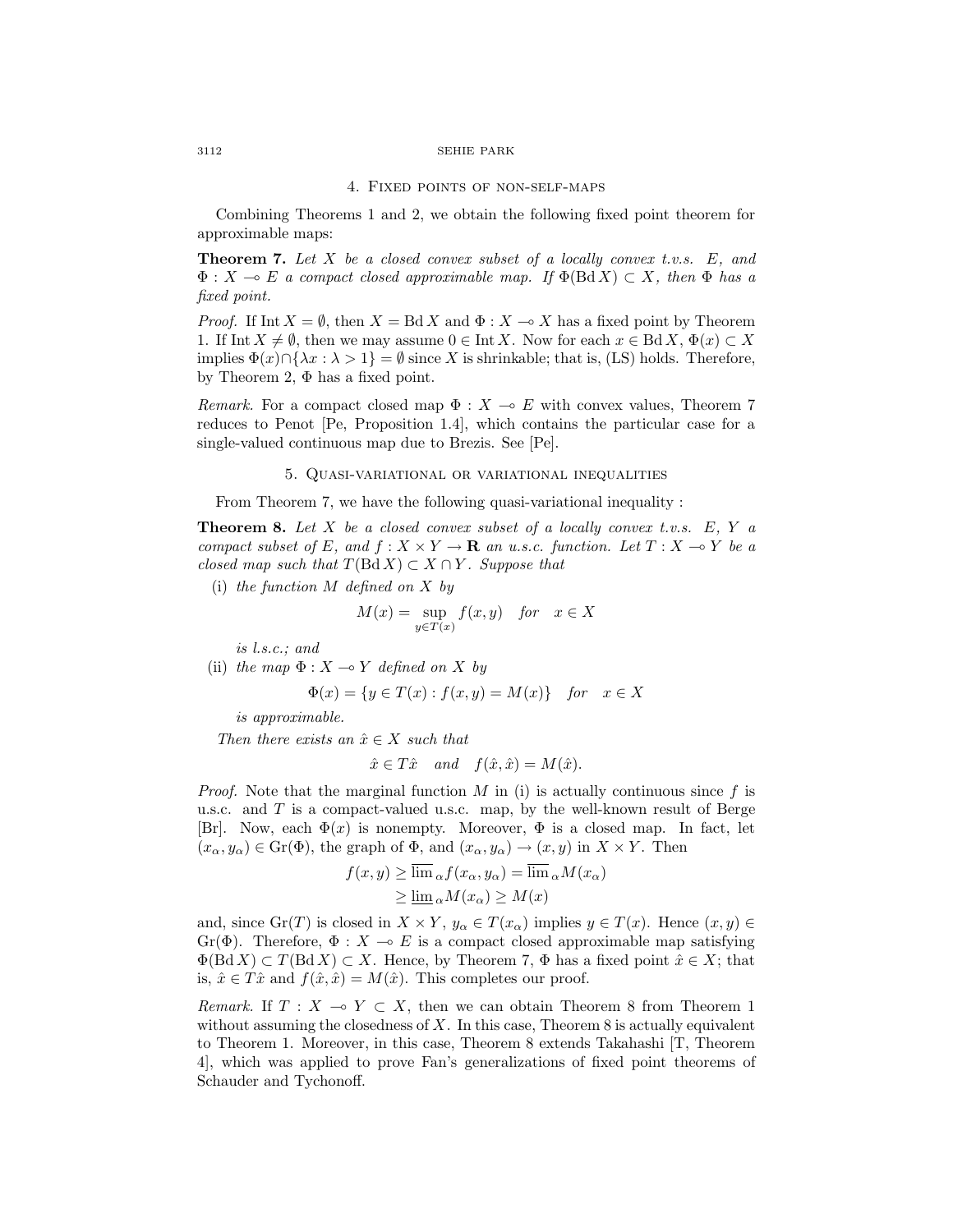## 4. Fixed points of non-self-maps

Combining Theorems 1 and 2, we obtain the following fixed point theorem for approximable maps:

**Theorem 7.** *Let $X$ be a closed convex subset of a locally convex t.v.s. $E$, and $\Phi : X \multimap E$ a compact closed approximable map. If $\Phi(\mathrm{Bd}\, X) \subset X$, then $\Phi$ has a fixed point.*

*Proof.* If $\mathrm{Int}\, X = \emptyset$, then $X = \mathrm{Bd}\, X$ and $\Phi : X \multimap X$ has a fixed point by Theorem 1. If $\mathrm{Int}\, X \neq \emptyset$, then we may assume $0 \in \mathrm{Int}\, X$. Now for each $x \in \mathrm{Bd}\, X$, $\Phi(x) \subset X$ implies $\Phi(x) \cap \{\lambda x : \lambda > 1\} = \emptyset$ since $X$ is shrinkable; that is, (LS) holds. Therefore, by Theorem 2, $\Phi$ has a fixed point.

*Remark.* For a compact closed map $\Phi : X \multimap E$ with convex values, Theorem 7 reduces to Penot [Pe, Proposition 1.4], which contains the particular case for a single-valued continuous map due to Brezis. See [Pe].

## 5. Quasi-variational or variational inequalities

From Theorem 7, we have the following quasi-variational inequality :

**Theorem 8.** *Let $X$ be a closed convex subset of a locally convex t.v.s. $E$, $Y$ a compact subset of $E$, and $f : X \times Y \to \mathbf{R}$ an u.s.c. function. Let $T : X \multimap Y$ be a closed map such that $T(\mathrm{Bd}\, X) \subset X \cap Y$. Suppose that*

(i) *the function $M$ defined on $X$ by*

$$M(x) = \sup_{y \in T(x)} f(x, y) \quad \text{for} \quad x \in X$$

*is l.s.c.; and*

(ii) *the map $\Phi : X \multimap Y$ defined on $X$ by*

$$\Phi(x) = \{y \in T(x) : f(x, y) = M(x)\} \quad \text{for} \quad x \in X$$

*is approximable.*

*Then there exists an $\hat{x} \in X$ such that*

$$\hat{x} \in T\hat{x} \quad \text{and} \quad f(\hat{x}, \hat{x}) = M(\hat{x}).$$

*Proof.* Note that the marginal function $M$ in (i) is actually continuous since $f$ is u.s.c. and $T$ is a compact-valued u.s.c. map, by the well-known result of Berge [Br]. Now, each $\Phi(x)$ is nonempty. Moreover, $\Phi$ is a closed map. In fact, let $(x_\alpha, y_\alpha) \in \mathrm{Gr}(\Phi)$, the graph of $\Phi$, and $(x_\alpha, y_\alpha) \to (x, y)$ in $X \times Y$. Then

$$\begin{aligned} f(x, y) &\geq \overline{\lim}_\alpha f(x_\alpha, y_\alpha) = \overline{\lim}_\alpha M(x_\alpha) \\ &\geq \underline{\lim}_\alpha M(x_\alpha) \geq M(x) \end{aligned}$$

and, since $\mathrm{Gr}(T)$ is closed in $X \times Y$, $y_\alpha \in T(x_\alpha)$ implies $y \in T(x)$. Hence $(x, y) \in \mathrm{Gr}(\Phi)$. Therefore, $\Phi : X \multimap E$ is a compact closed approximable map satisfying $\Phi(\mathrm{Bd}\, X) \subset T(\mathrm{Bd}\, X) \subset X$. Hence, by Theorem 7, $\Phi$ has a fixed point $\hat{x} \in X$; that is, $\hat{x} \in T\hat{x}$ and $f(\hat{x}, \hat{x}) = M(\hat{x})$. This completes our proof.

*Remark.* If $T : X \multimap Y \subset X$, then we can obtain Theorem 8 from Theorem 1 without assuming the closedness of $X$. In this case, Theorem 8 is actually equivalent to Theorem 1. Moreover, in this case, Theorem 8 extends Takahashi [T, Theorem 4], which was applied to prove Fan's generalizations of fixed point theorems of Schauder and Tychonoff.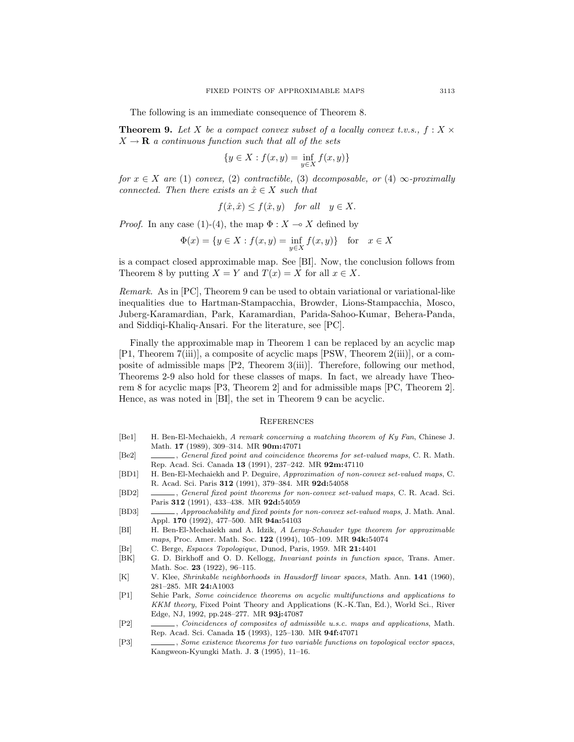The following is an immediate consequence of Theorem 8.

**Theorem 9.** *Let $X$ be a compact convex subset of a locally convex t.v.s., $f : X \times X \to \mathbf{R}$ a continuous function such that all of the sets*

$$\{y \in X : f(x, y) = \inf_{y \in X} f(x, y)\}$$

*for $x \in X$ are (1) convex, (2) contractible, (3) decomposable, or (4) $\infty$-proximally connected. Then there exists an $\hat{x} \in X$ such that*

$$f(\hat{x}, \hat{x}) \leq f(\hat{x}, y) \quad \text{for all} \quad y \in X.$$

*Proof.* In any case (1)-(4), the map $\Phi : X \multimap X$ defined by

$$\Phi(x) = \{y \in X : f(x, y) = \inf_{y \in X} f(x, y)\} \quad \text{for} \quad x \in X$$

is a compact closed approximable map. See [BI]. Now, the conclusion follows from Theorem 8 by putting $X = Y$ and $T(x) = X$ for all $x \in X$.

*Remark.* As in [PC], Theorem 9 can be used to obtain variational or variational-like inequalities due to Hartman-Stampacchia, Browder, Lions-Stampacchia, Mosco, Juberg-Karamardian, Park, Karamardian, Parida-Sahoo-Kumar, Behera-Panda, and Siddiqi-Khaliq-Ansari. For the literature, see [PC].

Finally the approximable map in Theorem 1 can be replaced by an acyclic map [P1, Theorem 7(iii)], a composite of acyclic maps [PSW, Theorem 2(iii)], or a composite of admissible maps [P2, Theorem 3(iii)]. Therefore, following our method, Theorems 2-9 also hold for these classes of maps. In fact, we already have Theorem 8 for acyclic maps [P3, Theorem 2] and for admissible maps [PC, Theorem 2]. Hence, as was noted in [BI], the set in Theorem 9 can be acyclic.

## References

- [Be1] H. Ben-El-Mechaiekh, *A remark concerning a matching theorem of Ky Fan*, Chinese J. Math. **17** (1989), 309–314. MR **90m:**47071
- [Be2] ______, *General fixed point and coincidence theorems for set-valued maps*, C. R. Math. Rep. Acad. Sci. Canada **13** (1991), 237–242. MR **92m:**47110
- [BD1] H. Ben-El-Mechaiekh and P. Deguire, *Approximation of non-convex set-valued maps*, C. R. Acad. Sci. Paris **312** (1991), 379–384. MR **92d:**54058
- [BD2] ______, *General fixed point theorems for non-convex set-valued maps*, C. R. Acad. Sci. Paris **312** (1991), 433–438. MR **92d:**54059
- [BD3] ______, *Approachability and fixed points for non-convex set-valued maps*, J. Math. Anal. Appl. **170** (1992), 477–500. MR **94a:**54103
- [BI] H. Ben-El-Mechaiekh and A. Idzik, *A Leray-Schauder type theorem for approximable maps*, Proc. Amer. Math. Soc. **122** (1994), 105–109. MR **94k:**54074
- [Br] C. Berge, *Espaces Topologique*, Dunod, Paris, 1959. MR **21:**4401
- [BK] G. D. Birkhoff and O. D. Kellogg, *Invariant points in function space*, Trans. Amer. Math. Soc. **23** (1922), 96–115.
- [K] V. Klee, *Shrinkable neighborhoods in Hausdorff linear spaces*, Math. Ann. **141** (1960), 281–285. MR **24:**A1003
- [P1] Sehie Park, *Some coincidence theorems on acyclic multifunctions and applications to KKM theory*, Fixed Point Theory and Applications (K.-K.Tan, Ed.), World Sci., River Edge, NJ, 1992, pp.248–277. MR **93j:**47087
- [P2] ______, *Coincidences of composites of admissible u.s.c. maps and applications*, Math. Rep. Acad. Sci. Canada **15** (1993), 125–130. MR **94f:**47071
- [P3] ______, *Some existence theorems for two variable functions on topological vector spaces*, Kangweon-Kyungki Math. J. **3** (1995), 11–16.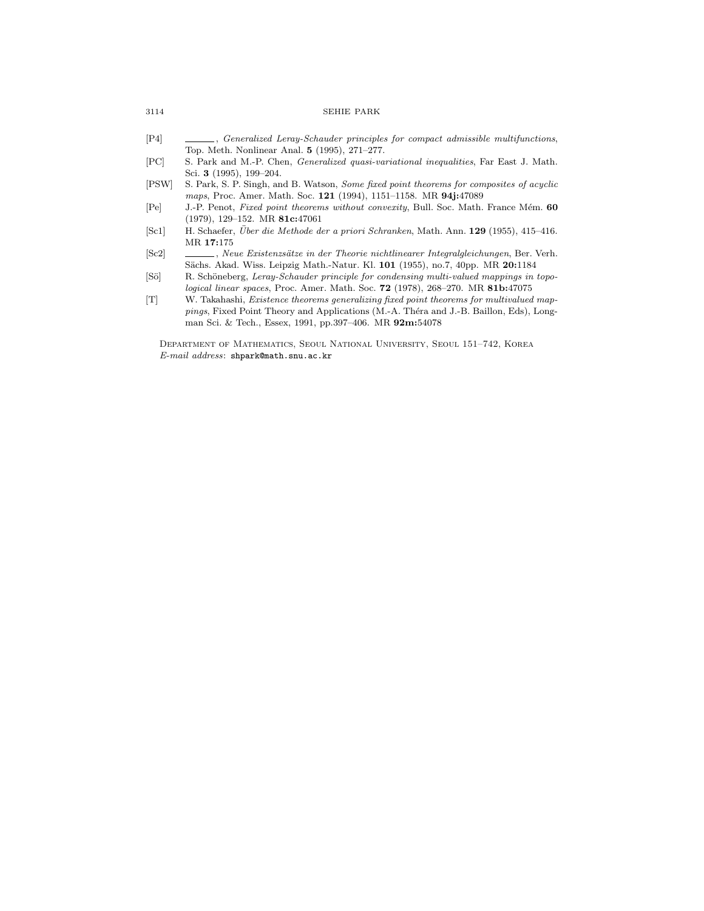[P4] ______, *Generalized Leray-Schauder principles for compact admissible multifunctions*, Top. Meth. Nonlinear Anal. **5** (1995), 271–277.

[PC] S. Park and M.-P. Chen, *Generalized quasi-variational inequalities*, Far East J. Math. Sci. **3** (1995), 199–204.

[PSW] S. Park, S. P. Singh, and B. Watson, *Some fixed point theorems for composites of acyclic maps*, Proc. Amer. Math. Soc. **121** (1994), 1151–1158. MR **94j:**47089

[Pe] J.-P. Penot, *Fixed point theorems without convexity*, Bull. Soc. Math. France Mém. **60** (1979), 129–152. MR **81c:**47061

[Sc1] H. Schaefer, *Über die Methode der a priori Schranken*, Math. Ann. **129** (1955), 415–416. MR **17:**175

[Sc2] ______, *Neue Existenzsätze in der Theorie nichtlinearer Integralgleichungen*, Ber. Verh. Sächs. Akad. Wiss. Leipzig Math.-Natur. Kl. **101** (1955), no.7, 40pp. MR **20:**1184

[Sö] R. Schöneberg, *Leray-Schauder principle for condensing multi-valued mappings in topological linear spaces*, Proc. Amer. Math. Soc. **72** (1978), 268–270. MR **81b:**47075

[T] W. Takahashi, *Existence theorems generalizing fixed point theorems for multivalued mappings*, Fixed Point Theory and Applications (M.-A. Théra and J.-B. Baillon, Eds), Longman Sci. & Tech., Essex, 1991, pp.397–406. MR **92m:**54078

Department of Mathematics, Seoul National University, Seoul 151–742, Korea
*E-mail address*: shpark@math.snu.ac.kr